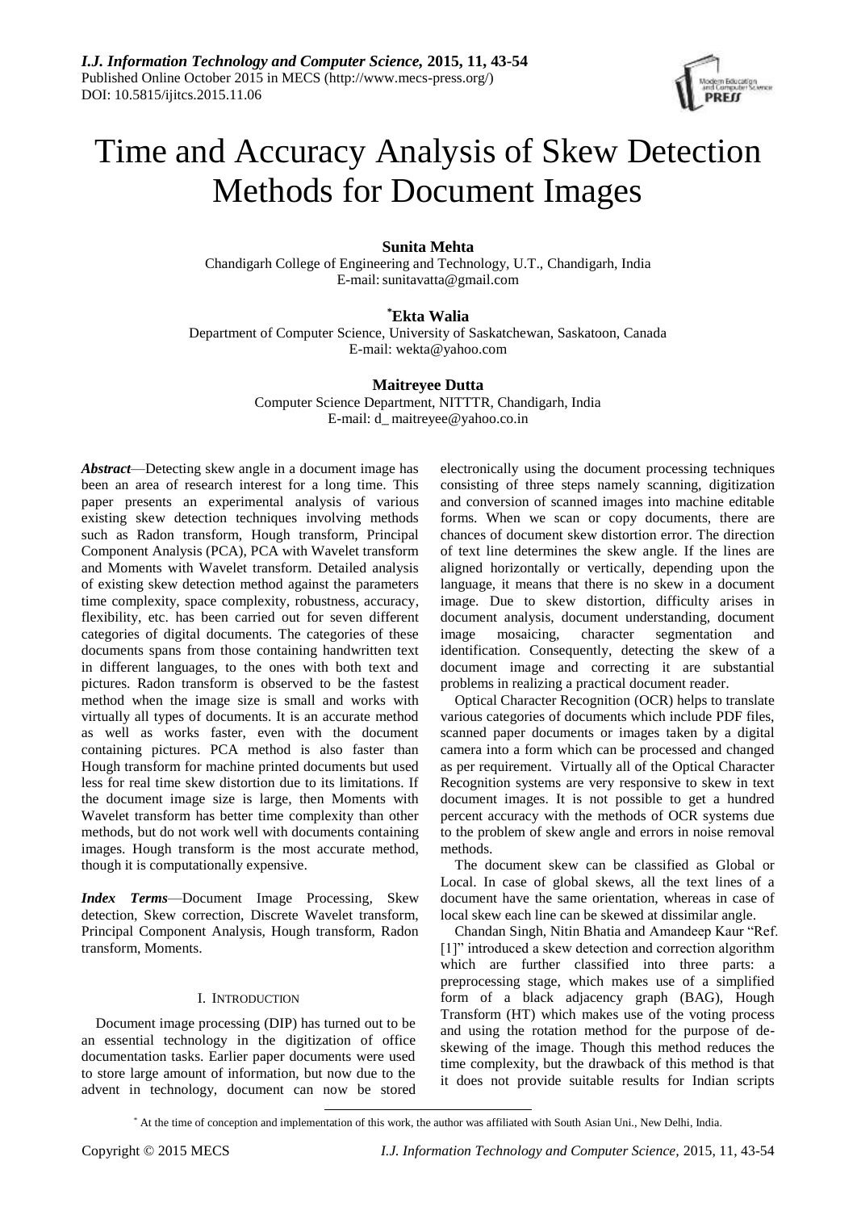# Time and Accuracy Analysis of Skew Detection Methods for Document Images

**Sunita Mehta**
Chandigarh College of Engineering and Technology, U.T., Chandigarh, India
E-mail: sunitavatta@gmail.com

**[*]Ekta Walia**
Department of Computer Science, University of Saskatchewan, Saskatoon, Canada
E-mail: wekta@yahoo.com

**Maitreyee Dutta**
Computer Science Department, NITTTR, Chandigarh, India
E-mail: d_ maitreyee@yahoo.co.in

***Abstract***—Detecting skew angle in a document image has been an area of research interest for a long time. This paper presents an experimental analysis of various existing skew detection techniques involving methods such as Radon transform, Hough transform, Principal Component Analysis (PCA), PCA with Wavelet transform and Moments with Wavelet transform. Detailed analysis of existing skew detection method against the parameters time complexity, space complexity, robustness, accuracy, flexibility, etc. has been carried out for seven different categories of digital documents. The categories of these documents spans from those containing handwritten text in different languages, to the ones with both text and pictures. Radon transform is observed to be the fastest method when the image size is small and works with virtually all types of documents. It is an accurate method as well as works faster, even with the document containing pictures. PCA method is also faster than Hough transform for machine printed documents but used less for real time skew distortion due to its limitations. If the document image size is large, then Moments with Wavelet transform has better time complexity than other methods, but do not work well with documents containing images. Hough transform is the most accurate method, though it is computationally expensive.

***Index Terms***—Document Image Processing, Skew detection, Skew correction, Discrete Wavelet transform, Principal Component Analysis, Hough transform, Radon transform, Moments.

## I. Introduction

Document image processing (DIP) has turned out to be an essential technology in the digitization of office documentation tasks. Earlier paper documents were used to store large amount of information, but now due to the advent in technology, document can now be stored electronically using the document processing techniques consisting of three steps namely scanning, digitization and conversion of scanned images into machine editable forms. When we scan or copy documents, there are chances of document skew distortion error. The direction of text line determines the skew angle. If the lines are aligned horizontally or vertically, depending upon the language, it means that there is no skew in a document image. Due to skew distortion, difficulty arises in document analysis, document understanding, document image mosaicing, character segmentation and identification. Consequently, detecting the skew of a document image and correcting it are substantial problems in realizing a practical document reader.

Optical Character Recognition (OCR) helps to translate various categories of documents which include PDF files, scanned paper documents or images taken by a digital camera into a form which can be processed and changed as per requirement. Virtually all of the Optical Character Recognition systems are very responsive to skew in text document images. It is not possible to get a hundred percent accuracy with the methods of OCR systems due to the problem of skew angle and errors in noise removal methods.

The document skew can be classified as Global or Local. In case of global skews, all the text lines of a document have the same orientation, whereas in case of local skew each line can be skewed at dissimilar angle.

Chandan Singh, Nitin Bhatia and Amandeep Kaur "Ref. [1]" introduced a skew detection and correction algorithm which are further classified into three parts: a preprocessing stage, which makes use of a simplified form of a black adjacency graph (BAG), Hough Transform (HT) which makes use of the voting process and using the rotation method for the purpose of de-skewing of the image. Though this method reduces the time complexity, but the drawback of this method is that it does not provide suitable results for Indian scripts

[*] At the time of conception and implementation of this work, the author was affiliated with South Asian Uni., New Delhi, India.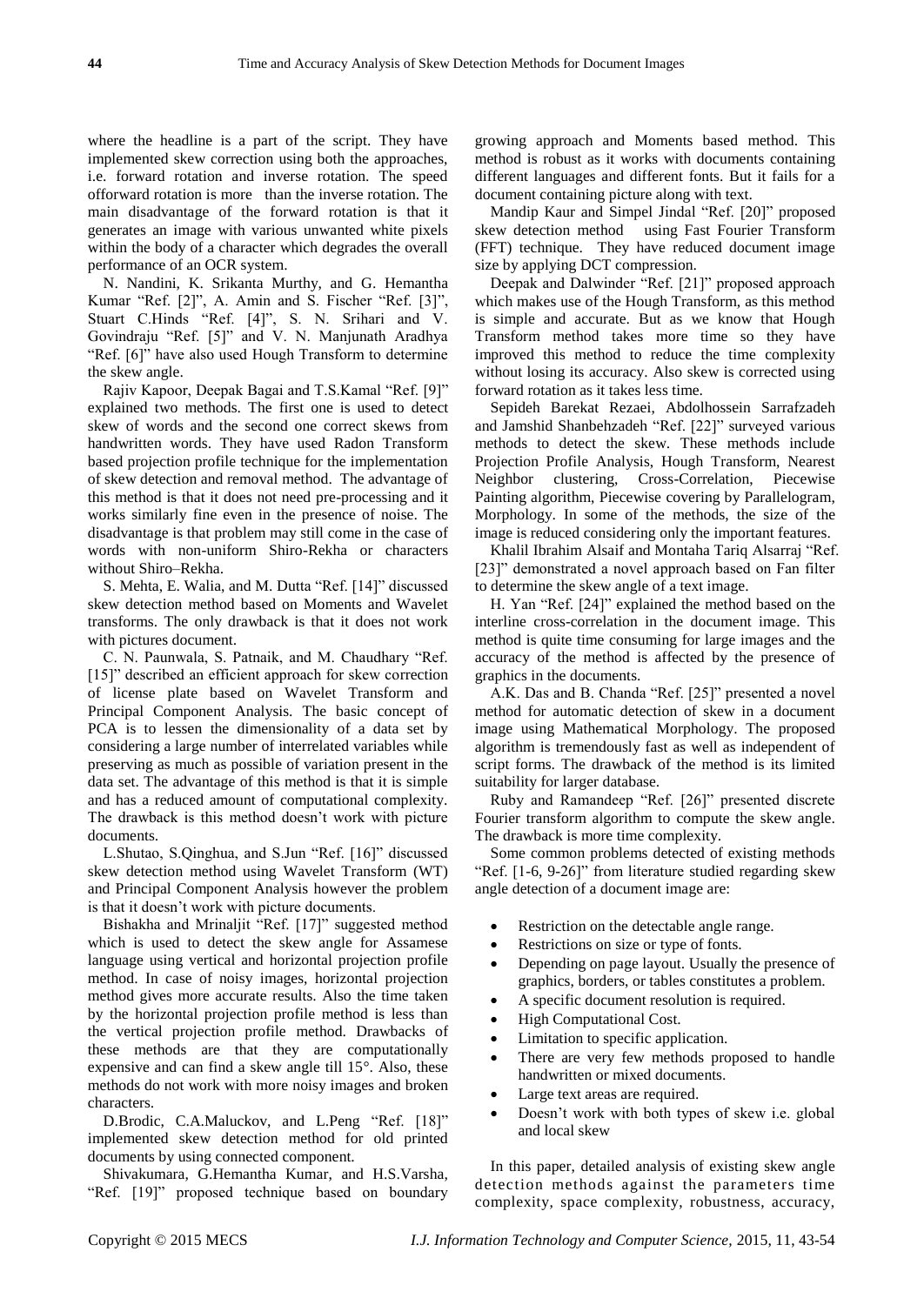where the headline is a part of the script. They have implemented skew correction using both the approaches, i.e. forward rotation and inverse rotation. The speed offorward rotation is more than the inverse rotation. The main disadvantage of the forward rotation is that it generates an image with various unwanted white pixels within the body of a character which degrades the overall performance of an OCR system.

N. Nandini, K. Srikanta Murthy, and G. Hemantha Kumar "Ref. [2]", A. Amin and S. Fischer "Ref. [3]", Stuart C.Hinds "Ref. [4]", S. N. Srihari and V. Govindraju "Ref. [5]" and V. N. Manjunath Aradhya "Ref. [6]" have also used Hough Transform to determine the skew angle.

Rajiv Kapoor, Deepak Bagai and T.S.Kamal "Ref. [9]" explained two methods. The first one is used to detect skew of words and the second one correct skews from handwritten words. They have used Radon Transform based projection profile technique for the implementation of skew detection and removal method. The advantage of this method is that it does not need pre-processing and it works similarly fine even in the presence of noise. The disadvantage is that problem may still come in the case of words with non-uniform Shiro-Rekha or characters without Shiro–Rekha.

S. Mehta, E. Walia, and M. Dutta "Ref. [14]" discussed skew detection method based on Moments and Wavelet transforms. The only drawback is that it does not work with pictures document.

C. N. Paunwala, S. Patnaik, and M. Chaudhary "Ref. [15]" described an efficient approach for skew correction of license plate based on Wavelet Transform and Principal Component Analysis. The basic concept of PCA is to lessen the dimensionality of a data set by considering a large number of interrelated variables while preserving as much as possible of variation present in the data set. The advantage of this method is that it is simple and has a reduced amount of computational complexity. The drawback is this method doesn't work with picture documents.

L.Shutao, S.Qinghua, and S.Jun "Ref. [16]" discussed skew detection method using Wavelet Transform (WT) and Principal Component Analysis however the problem is that it doesn't work with picture documents.

Bishakha and Mrinaljit "Ref. [17]" suggested method which is used to detect the skew angle for Assamese language using vertical and horizontal projection profile method. In case of noisy images, horizontal projection method gives more accurate results. Also the time taken by the horizontal projection profile method is less than the vertical projection profile method. Drawbacks of these methods are that they are computationally expensive and can find a skew angle till 15°. Also, these methods do not work with more noisy images and broken characters.

D.Brodic, C.A.Maluckov, and L.Peng "Ref. [18]" implemented skew detection method for old printed documents by using connected component.

Shivakumara, G.Hemantha Kumar, and H.S.Varsha, "Ref. [19]" proposed technique based on boundary growing approach and Moments based method. This method is robust as it works with documents containing different languages and different fonts. But it fails for a document containing picture along with text.

Mandip Kaur and Simpel Jindal "Ref. [20]" proposed skew detection method using Fast Fourier Transform (FFT) technique. They have reduced document image size by applying DCT compression.

Deepak and Dalwinder "Ref. [21]" proposed approach which makes use of the Hough Transform, as this method is simple and accurate. But as we know that Hough Transform method takes more time so they have improved this method to reduce the time complexity without losing its accuracy. Also skew is corrected using forward rotation as it takes less time.

Sepideh Barekat Rezaei, Abdolhossein Sarrafzadeh and Jamshid Shanbehzadeh "Ref. [22]" surveyed various methods to detect the skew. These methods include Projection Profile Analysis, Hough Transform, Nearest Neighbor clustering, Cross-Correlation, Piecewise Painting algorithm, Piecewise covering by Parallelogram, Morphology. In some of the methods, the size of the image is reduced considering only the important features.

Khalil Ibrahim Alsaif and Montaha Tariq Alsarraj "Ref. [23]" demonstrated a novel approach based on Fan filter to determine the skew angle of a text image.

H. Yan "Ref. [24]" explained the method based on the interline cross-correlation in the document image. This method is quite time consuming for large images and the accuracy of the method is affected by the presence of graphics in the documents.

A.K. Das and B. Chanda "Ref. [25]" presented a novel method for automatic detection of skew in a document image using Mathematical Morphology. The proposed algorithm is tremendously fast as well as independent of script forms. The drawback of the method is its limited suitability for larger database.

Ruby and Ramandeep "Ref. [26]" presented discrete Fourier transform algorithm to compute the skew angle. The drawback is more time complexity.

Some common problems detected of existing methods "Ref. [1-6, 9-26]" from literature studied regarding skew angle detection of a document image are:

- Restriction on the detectable angle range.
- Restrictions on size or type of fonts.
- Depending on page layout. Usually the presence of graphics, borders, or tables constitutes a problem.
- A specific document resolution is required.
- High Computational Cost.
- Limitation to specific application.
- There are very few methods proposed to handle handwritten or mixed documents.
- Large text areas are required.
- Doesn't work with both types of skew i.e. global and local skew

In this paper, detailed analysis of existing skew angle detection methods against the parameters time complexity, space complexity, robustness, accuracy,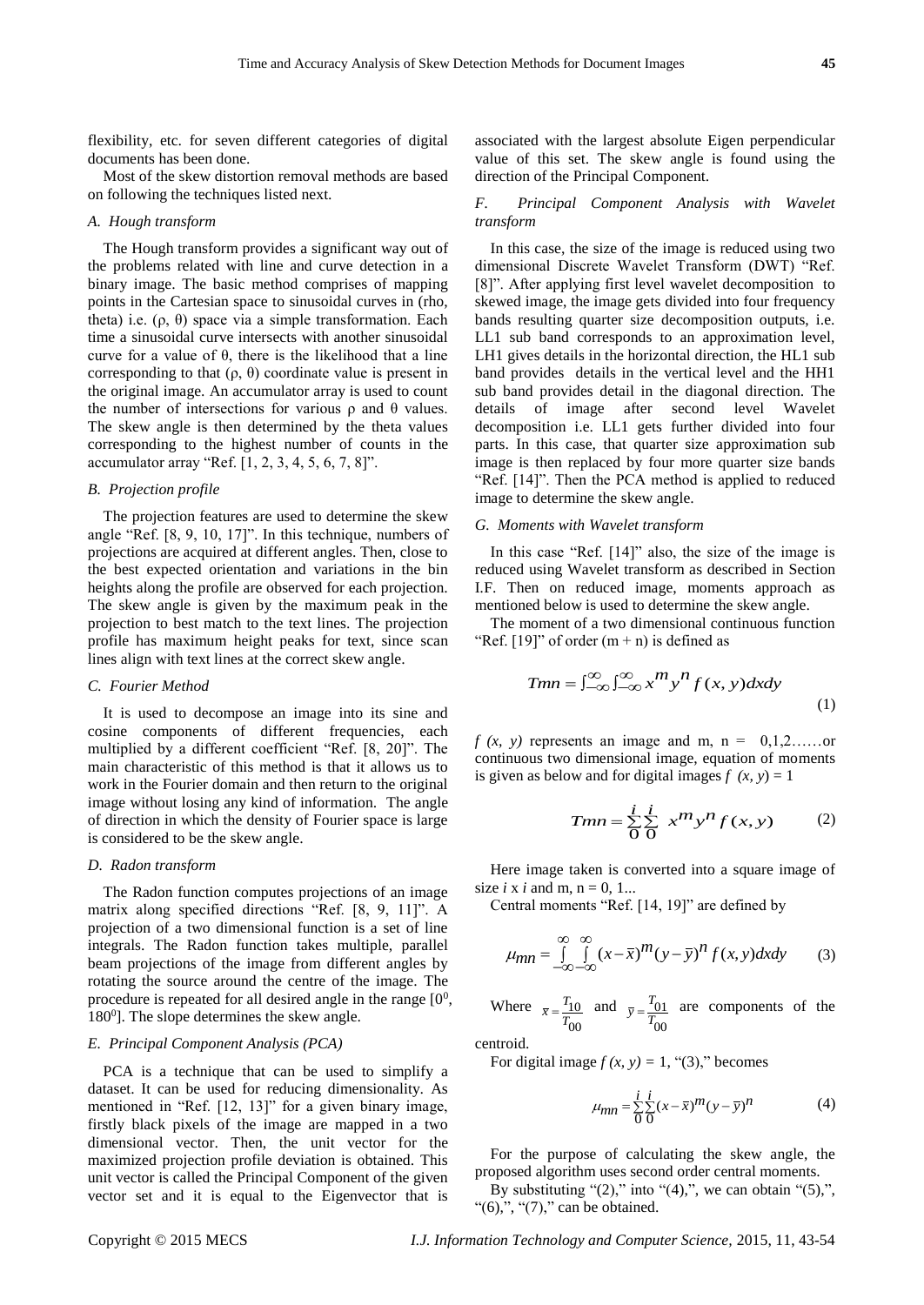flexibility, etc. for seven different categories of digital documents has been done.

Most of the skew distortion removal methods are based on following the techniques listed next.

### *A. Hough transform*

The Hough transform provides a significant way out of the problems related with line and curve detection in a binary image. The basic method comprises of mapping points in the Cartesian space to sinusoidal curves in (rho, theta) i.e. (ρ, θ) space via a simple transformation. Each time a sinusoidal curve intersects with another sinusoidal curve for a value of θ, there is the likelihood that a line corresponding to that (ρ, θ) coordinate value is present in the original image. An accumulator array is used to count the number of intersections for various ρ and θ values. The skew angle is then determined by the theta values corresponding to the highest number of counts in the accumulator array "Ref. [1, 2, 3, 4, 5, 6, 7, 8]".

### *B. Projection profile*

The projection features are used to determine the skew angle "Ref. [8, 9, 10, 17]". In this technique, numbers of projections are acquired at different angles. Then, close to the best expected orientation and variations in the bin heights along the profile are observed for each projection. The skew angle is given by the maximum peak in the projection to best match to the text lines. The projection profile has maximum height peaks for text, since scan lines align with text lines at the correct skew angle.

### *C. Fourier Method*

It is used to decompose an image into its sine and cosine components of different frequencies, each multiplied by a different coefficient "Ref. [8, 20]". The main characteristic of this method is that it allows us to work in the Fourier domain and then return to the original image without losing any kind of information. The angle of direction in which the density of Fourier space is large is considered to be the skew angle.

### *D. Radon transform*

The Radon function computes projections of an image matrix along specified directions "Ref. [8, 9, 11]". A projection of a two dimensional function is a set of line integrals. The Radon function takes multiple, parallel beam projections of the image from different angles by rotating the source around the centre of the image. The procedure is repeated for all desired angle in the range [$0^0$, $180^0$]. The slope determines the skew angle.

### *E. Principal Component Analysis (PCA)*

PCA is a technique that can be used to simplify a dataset. It can be used for reducing dimensionality. As mentioned in "Ref. [12, 13]" for a given binary image, firstly black pixels of the image are mapped in a two dimensional vector. Then, the unit vector for the maximized projection profile deviation is obtained. This unit vector is called the Principal Component of the given vector set and it is equal to the Eigenvector that is associated with the largest absolute Eigen perpendicular value of this set. The skew angle is found using the direction of the Principal Component.

### *F. Principal Component Analysis with Wavelet transform*

In this case, the size of the image is reduced using two dimensional Discrete Wavelet Transform (DWT) "Ref. [8]". After applying first level wavelet decomposition to skewed image, the image gets divided into four frequency bands resulting quarter size decomposition outputs, i.e. LL1 sub band corresponds to an approximation level, LH1 gives details in the horizontal direction, the HL1 sub band provides details in the vertical level and the HH1 sub band provides detail in the diagonal direction. The details of image after second level Wavelet decomposition i.e. LL1 gets further divided into four parts. In this case, that quarter size approximation sub image is then replaced by four more quarter size bands "Ref. [14]". Then the PCA method is applied to reduced image to determine the skew angle.

### *G. Moments with Wavelet transform*

In this case "Ref. [14]" also, the size of the image is reduced using Wavelet transform as described in Section I.F. Then on reduced image, moments approach as mentioned below is used to determine the skew angle.

The moment of a two dimensional continuous function "Ref. [19]" of order (m + n) is defined as

$$Tmn = \int_{-\infty}^{\infty}\int_{-\infty}^{\infty} x^m y^n f(x,y)dxdy \tag{1}$$

*f (x, y)* represents an image and m, n = 0,1,2……or continuous two dimensional image, equation of moments is given as below and for digital images *f (x, y)* = 1

$$Tmn = \sum_{0}^{i}\sum_{0}^{i} x^m y^n f(x,y) \tag{2}$$

Here image taken is converted into a square image of size *i* x *i* and m, n = 0, 1...

Central moments "Ref. [14, 19]" are defined by

$$\mu_{mn} = \int_{-\infty}^{\infty}\int_{-\infty}^{\infty} (x-\bar{x})^m (y-\bar{y})^n f(x,y)dxdy \tag{3}$$

Where $\bar{x} = \frac{T_{10}}{T_{00}}$ and $\bar{y} = \frac{T_{01}}{T_{00}}$ are components of the centroid.

For digital image *f (x, y)* = 1, "(3)," becomes

$$\mu_{mn} = \sum_{0}^{i}\sum_{0}^{i} (x-\bar{x})^m (y-\bar{y})^n \tag{4}$$

For the purpose of calculating the skew angle, the proposed algorithm uses second order central moments.

By substituting "(2)," into "(4),", we can obtain "(5),", "(6),", "(7)," can be obtained.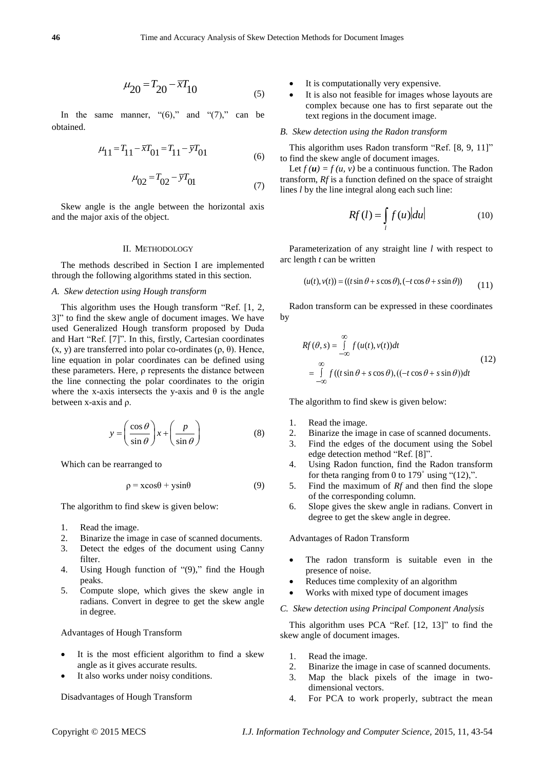$$\mu_{20} = T_{20} - \bar{x}T_{10} \tag{5}$$

In the same manner, "(6)," and "(7)," can be obtained.

$$\mu_{11} = T_{11} - \bar{x}T_{01} = T_{11} - \bar{y}T_{01} \tag{6}$$

$$\mu_{02} = T_{02} - \bar{y}T_{01} \tag{7}$$

Skew angle is the angle between the horizontal axis and the major axis of the object.

## II. Methodology

The methods described in Section I are implemented through the following algorithms stated in this section.

### *A. Skew detection using Hough transform*

This algorithm uses the Hough transform "Ref. [1, 2, 3]" to find the skew angle of document images. We have used Generalized Hough transform proposed by Duda and Hart "Ref. [7]". In this, firstly, Cartesian coordinates (x, y) are transferred into polar co-ordinates (ρ, θ). Hence, line equation in polar coordinates can be defined using these parameters. Here, ρ represents the distance between the line connecting the polar coordinates to the origin where the x-axis intersects the y-axis and θ is the angle between x-axis and ρ.

$$y = \left(\frac{\cos\theta}{\sin\theta}\right)x + \left(\frac{p}{\sin\theta}\right) \tag{8}$$

Which can be rearranged to

$$\rho = x\cos\theta + y\sin\theta \tag{9}$$

The algorithm to find skew is given below:

1. Read the image.
2. Binarize the image in case of scanned documents.
3. Detect the edges of the document using Canny filter.
4. Using Hough function of "(9)," find the Hough peaks.
5. Compute slope, which gives the skew angle in radians. Convert in degree to get the skew angle in degree.

Advantages of Hough Transform

- It is the most efficient algorithm to find a skew angle as it gives accurate results.
- It also works under noisy conditions.

Disadvantages of Hough Transform

- It is computationally very expensive.
- It is also not feasible for images whose layouts are complex because one has to first separate out the text regions in the document image.

### *B. Skew detection using the Radon transform*

This algorithm uses Radon transform "Ref. [8, 9, 11]" to find the skew angle of document images.

Let $f(\boldsymbol{u}) = f(u, v)$ be a continuous function. The Radon transform, $Rf$ is a function defined on the space of straight lines $l$ by the line integral along each such line:

$$Rf(l) = \int_{l} f(u)|du| \tag{10}$$

Parameterization of any straight line $l$ with respect to arc length $t$ can be written

$$(u(t), v(t)) = ((t\sin\theta + s\cos\theta), (-t\cos\theta + s\sin\theta)) \tag{11}$$

Radon transform can be expressed in these coordinates by

$$\begin{aligned} Rf(\theta, s) &= \int_{-\infty}^{\infty} f(u(t), v(t))dt \\ &= \int_{-\infty}^{\infty} f((t\sin\theta + s\cos\theta), ((-t\cos\theta + s\sin\theta))dt \end{aligned} \tag{12}$$

The algorithm to find skew is given below:

1. Read the image.
2. Binarize the image in case of scanned documents.
3. Find the edges of the document using the Sobel edge detection method "Ref. [8]".
4. Using Radon function, find the Radon transform for theta ranging from 0 to 179° using "(12),".
5. Find the maximum of $Rf$ and then find the slope of the corresponding column.
6. Slope gives the skew angle in radians. Convert in degree to get the skew angle in degree.

Advantages of Radon Transform

- The radon transform is suitable even in the presence of noise.
- Reduces time complexity of an algorithm
- Works with mixed type of document images

### *C. Skew detection using Principal Component Analysis*

This algorithm uses PCA "Ref. [12, 13]" to find the skew angle of document images.

1. Read the image.
2. Binarize the image in case of scanned documents.
3. Map the black pixels of the image in two-dimensional vectors.
4. For PCA to work properly, subtract the mean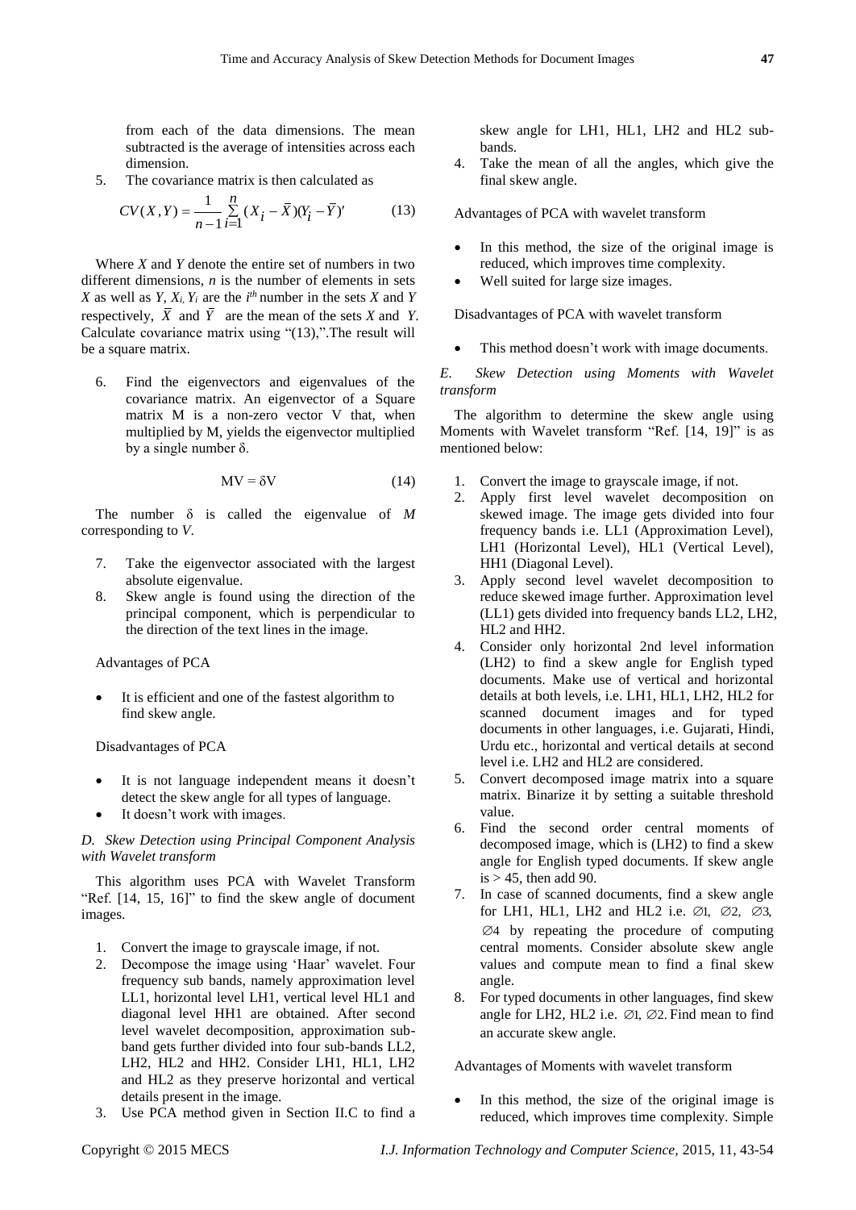from each of the data dimensions. The mean subtracted is the average of intensities across each dimension.

5. The covariance matrix is then calculated as

$$CV(X,Y) = \frac{1}{n-1}\sum_{i=1}^{n}(X_i - \bar{X})(Y_i - \bar{Y})' \tag{13}$$

Where $X$ and $Y$ denote the entire set of numbers in two different dimensions, $n$ is the number of elements in sets $X$ as well as $Y$, $X_i$, $Y_i$ are the $i^{th}$ number in the sets $X$ and $Y$ respectively, $\bar{X}$ and $\bar{Y}$ are the mean of the sets $X$ and $Y$. Calculate covariance matrix using "(13),".The result will be a square matrix.

6. Find the eigenvectors and eigenvalues of the covariance matrix. An eigenvector of a Square matrix M is a non-zero vector V that, when multiplied by M, yields the eigenvector multiplied by a single number δ.

$$MV = \delta V \tag{14}$$

The number δ is called the eigenvalue of $M$ corresponding to $V$.

7. Take the eigenvector associated with the largest absolute eigenvalue.
8. Skew angle is found using the direction of the principal component, which is perpendicular to the direction of the text lines in the image.

Advantages of PCA

- It is efficient and one of the fastest algorithm to find skew angle.

Disadvantages of PCA

- It is not language independent means it doesn't detect the skew angle for all types of language.
- It doesn't work with images.

### *D. Skew Detection using Principal Component Analysis with Wavelet transform*

This algorithm uses PCA with Wavelet Transform "Ref. [14, 15, 16]" to find the skew angle of document images.

1. Convert the image to grayscale image, if not.
2. Decompose the image using 'Haar' wavelet. Four frequency sub bands, namely approximation level LL1, horizontal level LH1, vertical level HL1 and diagonal level HH1 are obtained. After second level wavelet decomposition, approximation sub-band gets further divided into four sub-bands LL2, LH2, HL2 and HH2. Consider LH1, HL1, LH2 and HL2 as they preserve horizontal and vertical details present in the image.
3. Use PCA method given in Section II.C to find a skew angle for LH1, HL1, LH2 and HL2 sub-bands.
4. Take the mean of all the angles, which give the final skew angle.

Advantages of PCA with wavelet transform

- In this method, the size of the original image is reduced, which improves time complexity.
- Well suited for large size images.

Disadvantages of PCA with wavelet transform

- This method doesn't work with image documents.

### *E. Skew Detection using Moments with Wavelet transform*

The algorithm to determine the skew angle using Moments with Wavelet transform "Ref. [14, 19]" is as mentioned below:

1. Convert the image to grayscale image, if not.
2. Apply first level wavelet decomposition on skewed image. The image gets divided into four frequency bands i.e. LL1 (Approximation Level), LH1 (Horizontal Level), HL1 (Vertical Level), HH1 (Diagonal Level).
3. Apply second level wavelet decomposition to reduce skewed image further. Approximation level (LL1) gets divided into frequency bands LL2, LH2, HL2 and HH2.
4. Consider only horizontal 2nd level information (LH2) to find a skew angle for English typed documents. Make use of vertical and horizontal details at both levels, i.e. LH1, HL1, LH2, HL2 for scanned document images and for typed documents in other languages, i.e. Gujarati, Hindi, Urdu etc., horizontal and vertical details at second level i.e. LH2 and HL2 are considered.
5. Convert decomposed image matrix into a square matrix. Binarize it by setting a suitable threshold value.
6. Find the second order central moments of decomposed image, which is (LH2) to find a skew angle for English typed documents. If skew angle is > 45, then add 90.
7. In case of scanned documents, find a skew angle for LH1, HL1, LH2 and HL2 i.e. $\varnothing 1$, $\varnothing 2$, $\varnothing 3$, $\varnothing 4$ by repeating the procedure of computing central moments. Consider absolute skew angle values and compute mean to find a final skew angle.
8. For typed documents in other languages, find skew angle for LH2, HL2 i.e. $\varnothing 1$, $\varnothing 2$. Find mean to find an accurate skew angle.

Advantages of Moments with wavelet transform

- In this method, the size of the original image is reduced, which improves time complexity. Simple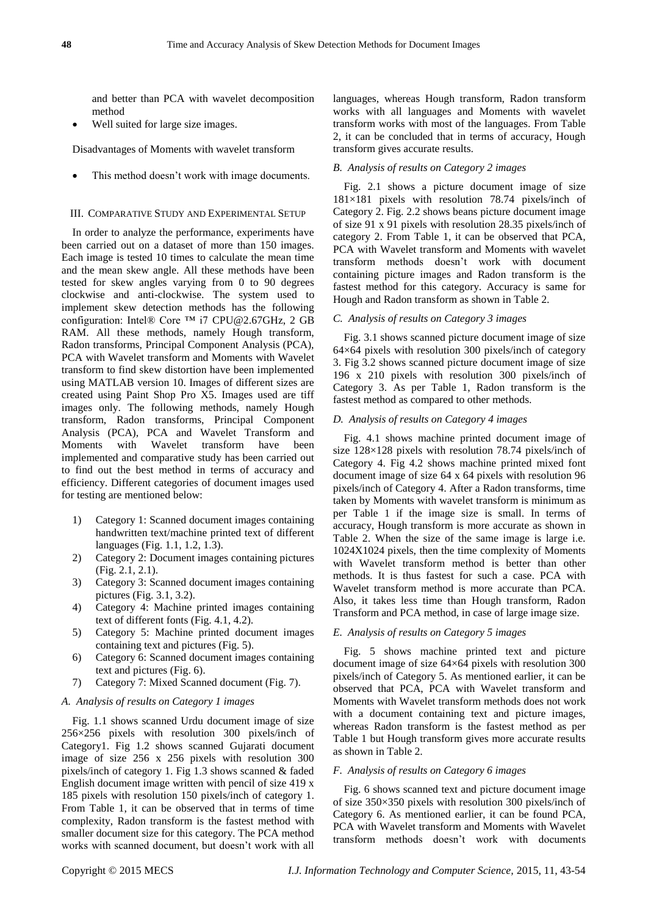and better than PCA with wavelet decomposition method

- Well suited for large size images.

Disadvantages of Moments with wavelet transform

- This method doesn't work with image documents.

## III. Comparative Study and Experimental Setup

In order to analyze the performance, experiments have been carried out on a dataset of more than 150 images. Each image is tested 10 times to calculate the mean time and the mean skew angle. All these methods have been tested for skew angles varying from 0 to 90 degrees clockwise and anti-clockwise. The system used to implement skew detection methods has the following configuration: Intel® Core ™ i7 CPU@2.67GHz, 2 GB RAM. All these methods, namely Hough transform, Radon transforms, Principal Component Analysis (PCA), PCA with Wavelet transform and Moments with Wavelet transform to find skew distortion have been implemented using MATLAB version 10. Images of different sizes are created using Paint Shop Pro X5. Images used are tiff images only. The following methods, namely Hough transform, Radon transforms, Principal Component Analysis (PCA), PCA and Wavelet Transform and Moments with Wavelet transform have been implemented and comparative study has been carried out to find out the best method in terms of accuracy and efficiency. Different categories of document images used for testing are mentioned below:

1) Category 1: Scanned document images containing handwritten text/machine printed text of different languages (Fig. 1.1, 1.2, 1.3).
2) Category 2: Document images containing pictures (Fig. 2.1, 2.1).
3) Category 3: Scanned document images containing pictures (Fig. 3.1, 3.2).
4) Category 4: Machine printed images containing text of different fonts (Fig. 4.1, 4.2).
5) Category 5: Machine printed document images containing text and pictures (Fig. 5).
6) Category 6: Scanned document images containing text and pictures (Fig. 6).
7) Category 7: Mixed Scanned document (Fig. 7).

### A. Analysis of results on Category 1 images

Fig. 1.1 shows scanned Urdu document image of size 256×256 pixels with resolution 300 pixels/inch of Category1. Fig 1.2 shows scanned Gujarati document image of size 256 x 256 pixels with resolution 300 pixels/inch of category 1. Fig 1.3 shows scanned & faded English document image written with pencil of size 419 x 185 pixels with resolution 150 pixels/inch of category 1. From Table 1, it can be observed that in terms of time complexity, Radon transform is the fastest method with smaller document size for this category. The PCA method works with scanned document, but doesn't work with all languages, whereas Hough transform, Radon transform works with all languages and Moments with wavelet transform works with most of the languages. From Table 2, it can be concluded that in terms of accuracy, Hough transform gives accurate results.

### B. Analysis of results on Category 2 images

Fig. 2.1 shows a picture document image of size 181×181 pixels with resolution 78.74 pixels/inch of Category 2. Fig. 2.2 shows beans picture document image of size 91 x 91 pixels with resolution 28.35 pixels/inch of category 2. From Table 1, it can be observed that PCA, PCA with Wavelet transform and Moments with wavelet transform methods doesn't work with document containing picture images and Radon transform is the fastest method for this category. Accuracy is same for Hough and Radon transform as shown in Table 2.

### C. Analysis of results on Category 3 images

Fig. 3.1 shows scanned picture document image of size 64×64 pixels with resolution 300 pixels/inch of category 3. Fig 3.2 shows scanned picture document image of size 196 x 210 pixels with resolution 300 pixels/inch of Category 3. As per Table 1, Radon transform is the fastest method as compared to other methods.

### D. Analysis of results on Category 4 images

Fig. 4.1 shows machine printed document image of size 128×128 pixels with resolution 78.74 pixels/inch of Category 4. Fig 4.2 shows machine printed mixed font document image of size 64 x 64 pixels with resolution 96 pixels/inch of Category 4. After a Radon transforms, time taken by Moments with wavelet transform is minimum as per Table 1 if the image size is small. In terms of accuracy, Hough transform is more accurate as shown in Table 2. When the size of the same image is large i.e. 1024X1024 pixels, then the time complexity of Moments with Wavelet transform method is better than other methods. It is thus fastest for such a case. PCA with Wavelet transform method is more accurate than PCA. Also, it takes less time than Hough transform, Radon Transform and PCA method, in case of large image size.

### E. Analysis of results on Category 5 images

Fig. 5 shows machine printed text and picture document image of size 64×64 pixels with resolution 300 pixels/inch of Category 5. As mentioned earlier, it can be observed that PCA, PCA with Wavelet transform and Moments with Wavelet transform methods does not work with a document containing text and picture images, whereas Radon transform is the fastest method as per Table 1 but Hough transform gives more accurate results as shown in Table 2.

### F. Analysis of results on Category 6 images

Fig. 6 shows scanned text and picture document image of size 350×350 pixels with resolution 300 pixels/inch of Category 6. As mentioned earlier, it can be found PCA, PCA with Wavelet transform and Moments with Wavelet transform methods doesn't work with documents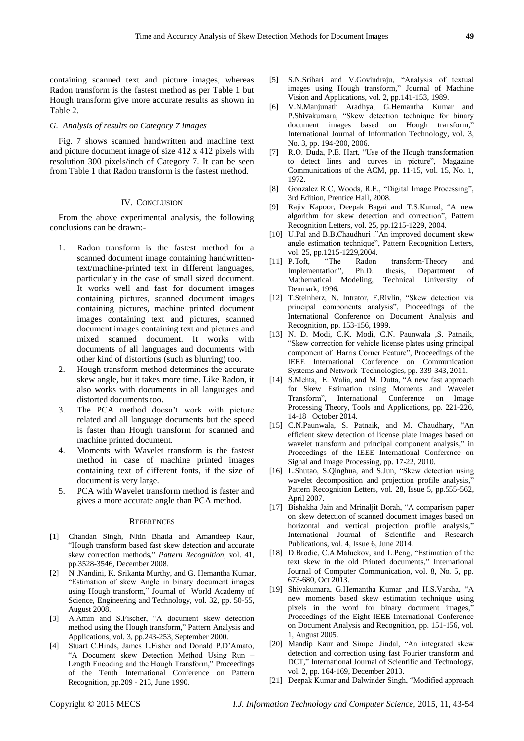containing scanned text and picture images, whereas Radon transform is the fastest method as per Table 1 but Hough transform give more accurate results as shown in Table 2.

### *G. Analysis of results on Category 7 images*

Fig. 7 shows scanned handwritten and machine text and picture document image of size 412 x 412 pixels with resolution 300 pixels/inch of Category 7. It can be seen from Table 1 that Radon transform is the fastest method.

## IV. Conclusion

From the above experimental analysis, the following conclusions can be drawn:-

1. Radon transform is the fastest method for a scanned document image containing handwritten-text/machine-printed text in different languages, particularly in the case of small sized document. It works well and fast for document images containing pictures, scanned document images containing pictures, machine printed document images containing text and pictures, scanned document images containing text and pictures and mixed scanned document. It works with documents of all languages and documents with other kind of distortions (such as blurring) too.
2. Hough transform method determines the accurate skew angle, but it takes more time. Like Radon, it also works with documents in all languages and distorted documents too.
3. The PCA method doesn't work with picture related and all language documents but the speed is faster than Hough transform for scanned and machine printed document.
4. Moments with Wavelet transform is the fastest method in case of machine printed images containing text of different fonts, if the size of document is very large.
5. PCA with Wavelet transform method is faster and gives a more accurate angle than PCA method.

## References

[1] Chandan Singh, Nitin Bhatia and Amandeep Kaur, "Hough transform based fast skew detection and accurate skew correction methods," *Pattern Recognition*, vol. 41, pp.3528-3546, December 2008.

[2] N .Nandini, K. Srikanta Murthy, and G. Hemantha Kumar, "Estimation of skew Angle in binary document images using Hough transform," Journal of World Academy of Science, Engineering and Technology, vol. 32, pp. 50-55, August 2008.

[3] A.Amin and S.Fischer, "A document skew detection method using the Hough transform," Pattern Analysis and Applications, vol. 3, pp.243-253, September 2000.

[4] Stuart C.Hinds, James L.Fisher and Donald P.D'Amato, "A Document skew Detection Method Using Run – Length Encoding and the Hough Transform," Proceedings of the Tenth International Conference on Pattern Recognition, pp.209 - 213, June 1990.

[5] S.N.Srihari and V.Govindraju, "Analysis of textual images using Hough transform," Journal of Machine Vision and Applications, vol. 2, pp.141-153, 1989.

[6] V.N.Manjunath Aradhya, G.Hemantha Kumar and P.Shivakumara, "Skew detection technique for binary document images based on Hough transform," International Journal of Information Technology, vol. 3, No. 3, pp. 194-200, 2006.

[7] R.O. Duda, P.E. Hart, "Use of the Hough transformation to detect lines and curves in picture", Magazine Communications of the ACM, pp. 11-15, vol. 15, No. 1, 1972.

[8] Gonzalez R.C, Woods, R.E., "Digital Image Processing", 3rd Edition, Prentice Hall, 2008.

[9] Rajiv Kapoor, Deepak Bagai and T.S.Kamal, "A new algorithm for skew detection and correction", Pattern Recognition Letters, vol. 25, pp.1215-1229, 2004.

[10] U.Pal and B.B.Chaudhuri ,"An improved document skew angle estimation technique", Pattern Recognition Letters, vol. 25, pp.1215-1229,2004.

[11] P.Toft, "The Radon transform-Theory and Implementation", Ph.D. thesis, Department of Mathematical Modeling, Technical University of Denmark, 1996.

[12] T.Steinherz, N. Intrator, E.Rivlin, "Skew detection via principal components analysis", Proceedings of the International Conference on Document Analysis and Recognition, pp. 153-156, 1999.

[13] N. D. Modi, C.K. Modi, C.N. Paunwala ,S. Patnaik, "Skew correction for vehicle license plates using principal component of Harris Corner Feature", Proceedings of the IEEE International Conference on Communication Systems and Network Technologies, pp. 339-343, 2011.

[14] S.Mehta, E. Walia, and M. Dutta, "A new fast approach for Skew Estimation using Moments and Wavelet Transform", International Conference on Image Processing Theory, Tools and Applications, pp. 221-226, 14-18 October 2014.

[15] C.N.Paunwala, S. Patnaik, and M. Chaudhary, "An efficient skew detection of license plate images based on wavelet transform and principal component analysis," in Proceedings of the IEEE International Conference on Signal and Image Processing, pp. 17-22, 2010.

[16] L.Shutao, S.Qinghua, and S.Jun, "Skew detection using wavelet decomposition and projection profile analysis," Pattern Recognition Letters, vol. 28, Issue 5, pp.555-562, April 2007.

[17] Bishakha Jain and Mrinaljit Borah, "A comparison paper on skew detection of scanned document images based on horizontal and vertical projection profile analysis," International Journal of Scientific and Research Publications, vol. 4, Issue 6, June 2014.

[18] D.Brodic, C.A.Maluckov, and L.Peng, "Estimation of the text skew in the old Printed documents," International Journal of Computer Communication, vol. 8, No. 5, pp. 673-680, Oct 2013.

[19] Shivakumara, G.Hemantha Kumar ,and H.S.Varsha, "A new moments based skew estimation technique using pixels in the word for binary document images," Proceedings of the Eight IEEE International Conference on Document Analysis and Recognition, pp. 151-156, vol. 1, August 2005.

[20] Mandip Kaur and Simpel Jindal, "An integrated skew detection and correction using fast Fourier transform and DCT," International Journal of Scientific and Technology, vol. 2, pp. 164-169, December 2013.

[21] Deepak Kumar and Dalwinder Singh, "Modified approach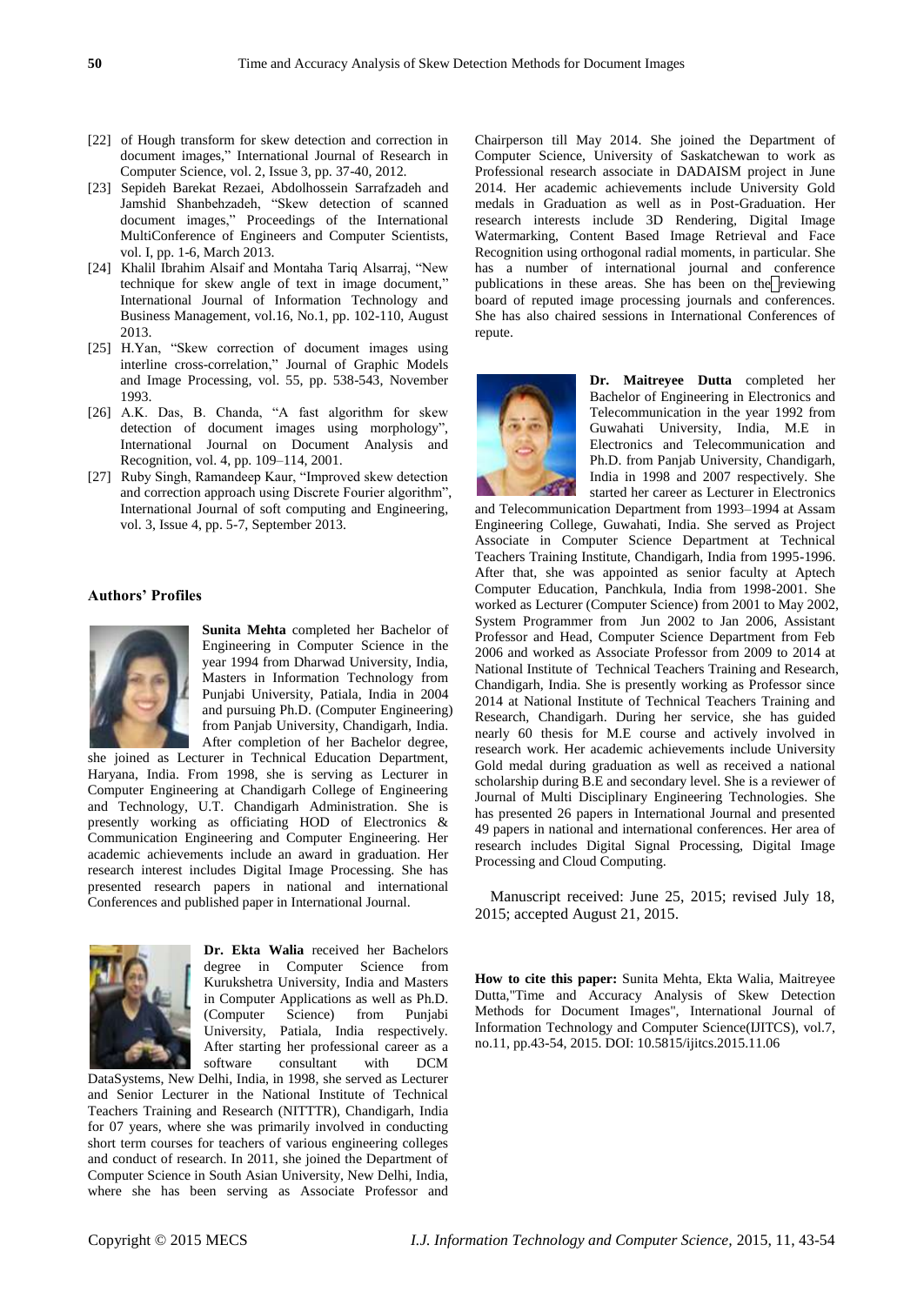[22] of Hough transform for skew detection and correction in document images," International Journal of Research in Computer Science, vol. 2, Issue 3, pp. 37-40, 2012.

[23] Sepideh Barekat Rezaei, Abdolhossein Sarrafzadeh and Jamshid Shanbehzadeh, "Skew detection of scanned document images," Proceedings of the International MultiConference of Engineers and Computer Scientists, vol. I, pp. 1-6, March 2013.

[24] Khalil Ibrahim Alsaif and Montaha Tariq Alsarraj, "New technique for skew angle of text in image document," International Journal of Information Technology and Business Management, vol.16, No.1, pp. 102-110, August 2013.

[25] H.Yan, "Skew correction of document images using interline cross-correlation," Journal of Graphic Models and Image Processing, vol. 55, pp. 538-543, November 1993.

[26] A.K. Das, B. Chanda, "A fast algorithm for skew detection of document images using morphology", International Journal on Document Analysis and Recognition, vol. 4, pp. 109–114, 2001.

[27] Ruby Singh, Ramandeep Kaur, "Improved skew detection and correction approach using Discrete Fourier algorithm", International Journal of soft computing and Engineering, vol. 3, Issue 4, pp. 5-7, September 2013.

### Authors' Profiles

**Sunita Mehta** completed her Bachelor of Engineering in Computer Science in the year 1994 from Dharwad University, India, Masters in Information Technology from Punjabi University, Patiala, India in 2004 and pursuing Ph.D. (Computer Engineering) from Panjab University, Chandigarh, India. After completion of her Bachelor degree, she joined as Lecturer in Technical Education Department, Haryana, India. From 1998, she is serving as Lecturer in Computer Engineering at Chandigarh College of Engineering and Technology, U.T. Chandigarh Administration. She is presently working as officiating HOD of Electronics & Communication Engineering and Computer Engineering. Her academic achievements include an award in graduation. Her research interest includes Digital Image Processing. She has presented research papers in national and international Conferences and published paper in International Journal.

**Dr. Ekta Walia** received her Bachelors degree in Computer Science from Kurukshetra University, India and Masters in Computer Applications as well as Ph.D. (Computer Science) from Punjabi University, Patiala, India respectively. After starting her professional career as a software consultant with DCM DataSystems, New Delhi, India, in 1998, she served as Lecturer and Senior Lecturer in the National Institute of Technical Teachers Training and Research (NITTTR), Chandigarh, India for 07 years, where she was primarily involved in conducting short term courses for teachers of various engineering colleges and conduct of research. In 2011, she joined the Department of Computer Science in South Asian University, New Delhi, India, where she has been serving as Associate Professor and Chairperson till May 2014. She joined the Department of Computer Science, University of Saskatchewan to work as Professional research associate in DADAISM project in June 2014. Her academic achievements include University Gold medals in Graduation as well as in Post-Graduation. Her research interests include 3D Rendering, Digital Image Watermarking, Content Based Image Retrieval and Face Recognition using orthogonal radial moments, in particular. She has a number of international journal and conference publications in these areas. She has been on the reviewing board of reputed image processing journals and conferences. She has also chaired sessions in International Conferences of repute.

**Dr. Maitreyee Dutta** completed her Bachelor of Engineering in Electronics and Telecommunication in the year 1992 from Guwahati University, India, M.E in Electronics and Telecommunication and Ph.D. from Panjab University, Chandigarh, India in 1998 and 2007 respectively. She started her career as Lecturer in Electronics and Telecommunication Department from 1993–1994 at Assam Engineering College, Guwahati, India. She served as Project Associate in Computer Science Department at Technical Teachers Training Institute, Chandigarh, India from 1995-1996. After that, she was appointed as senior faculty at Aptech Computer Education, Panchkula, India from 1998-2001. She worked as Lecturer (Computer Science) from 2001 to May 2002, System Programmer from Jun 2002 to Jan 2006, Assistant Professor and Head, Computer Science Department from Feb 2006 and worked as Associate Professor from 2009 to 2014 at National Institute of Technical Teachers Training and Research, Chandigarh, India. She is presently working as Professor since 2014 at National Institute of Technical Teachers Training and Research, Chandigarh. During her service, she has guided nearly 60 thesis for M.E course and actively involved in research work. Her academic achievements include University Gold medal during graduation as well as received a national scholarship during B.E and secondary level. She is a reviewer of Journal of Multi Disciplinary Engineering Technologies. She has presented 26 papers in International Journal and presented 49 papers in national and international conferences. Her area of research includes Digital Signal Processing, Digital Image Processing and Cloud Computing.

Manuscript received: June 25, 2015; revised July 18, 2015; accepted August 21, 2015.

**How to cite this paper:** Sunita Mehta, Ekta Walia, Maitreyee Dutta,"Time and Accuracy Analysis of Skew Detection Methods for Document Images", International Journal of Information Technology and Computer Science(IJITCS), vol.7, no.11, pp.43-54, 2015. DOI: 10.5815/ijitcs.2015.11.06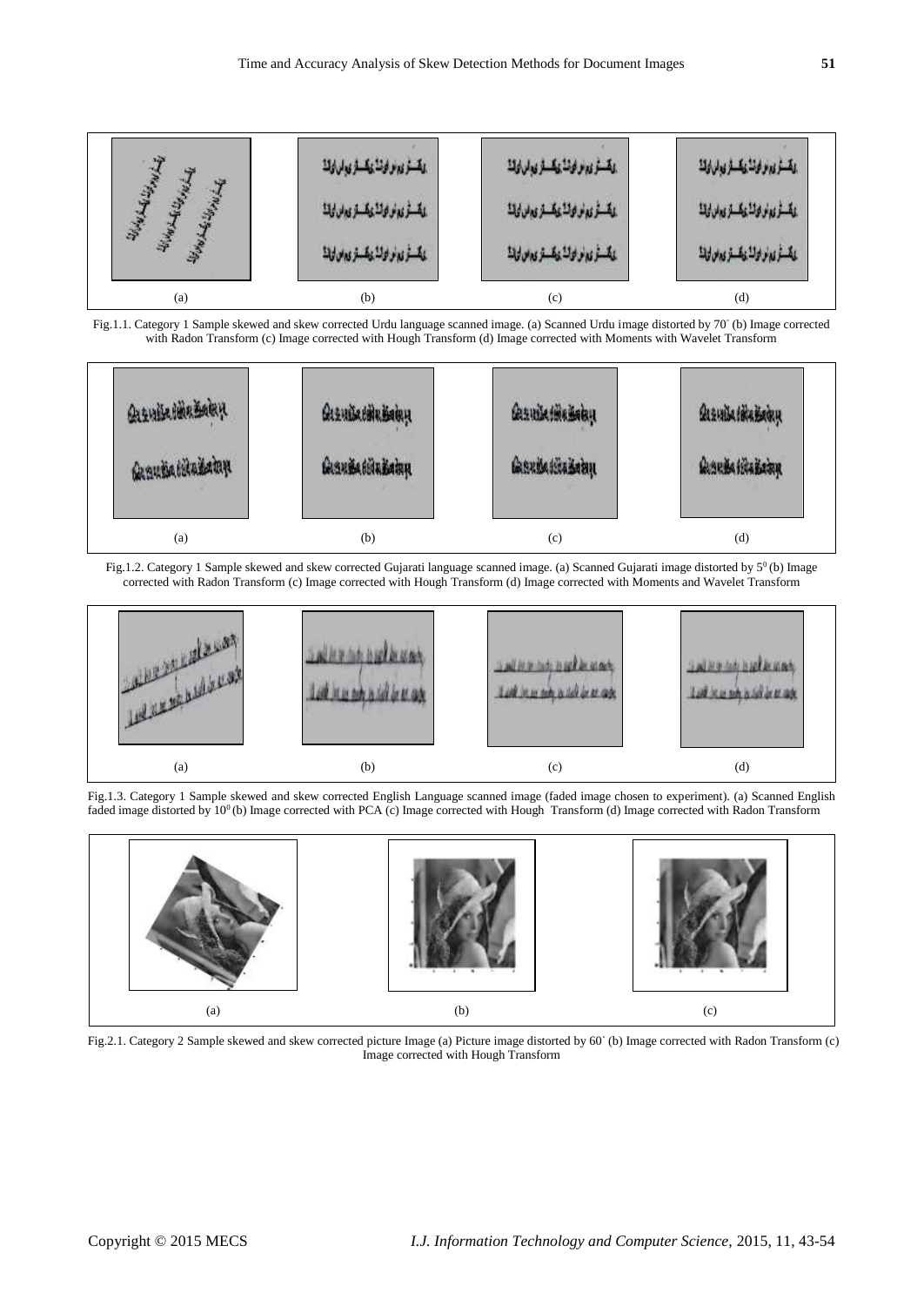(a) (b) (c) (d)

Fig.1.1. Category 1 Sample skewed and skew corrected Urdu language scanned image. (a) Scanned Urdu image distorted by 70˚ (b) Image corrected with Radon Transform (c) Image corrected with Hough Transform (d) Image corrected with Moments with Wavelet Transform

(a) (b) (c) (d)

Fig.1.2. Category 1 Sample skewed and skew corrected Gujarati language scanned image. (a) Scanned Gujarati image distorted by $5^0$ (b) Image corrected with Radon Transform (c) Image corrected with Hough Transform (d) Image corrected with Moments and Wavelet Transform

(a) (b) (c) (d)

Fig.1.3. Category 1 Sample skewed and skew corrected English Language scanned image (faded image chosen to experiment). (a) Scanned English faded image distorted by $10^0$ (b) Image corrected with PCA (c) Image corrected with Hough Transform (d) Image corrected with Radon Transform

(a) (b) (c)

Fig.2.1. Category 2 Sample skewed and skew corrected picture Image (a) Picture image distorted by 60˚ (b) Image corrected with Radon Transform (c) Image corrected with Hough Transform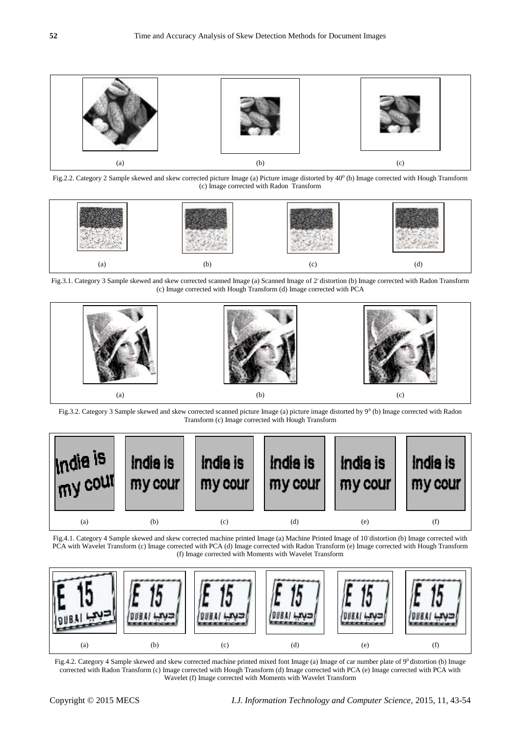(a) (b) (c)

Fig.2.2. Category 2 Sample skewed and skew corrected picture Image (a) Picture image distorted by $40^0$ (b) Image corrected with Hough Transform (c) Image corrected with Radon Transform

(a) (b) (c) (d)

Fig.3.1. Category 3 Sample skewed and skew corrected scanned Image (a) Scanned Image of $2^{\circ}$ distortion (b) Image corrected with Radon Transform (c) Image corrected with Hough Transform (d) Image corrected with PCA

(a) (b) (c)

Fig.3.2. Category 3 Sample skewed and skew corrected scanned picture Image (a) picture image distorted by $9^0$ (b) Image corrected with Radon Transform (c) Image corrected with Hough Transform

(a) (b) (c) (d) (e) (f)

Fig.4.1. Category 4 Sample skewed and skew corrected machine printed Image (a) Machine Printed Image of $10^{\circ}$ distortion (b) Image corrected with PCA with Wavelet Transform (c) Image corrected with PCA (d) Image corrected with Radon Transform (e) Image corrected with Hough Transform (f) Image corrected with Moments with Wavelet Transform

(a) (b) (c) (d) (e) (f)

Fig.4.2. Category 4 Sample skewed and skew corrected machine printed mixed font Image (a) Image of car number plate of $9^0$ distortion (b) Image corrected with Radon Transform (c) Image corrected with Hough Transform (d) Image corrected with PCA (e) Image corrected with PCA with Wavelet (f) Image corrected with Moments with Wavelet Transform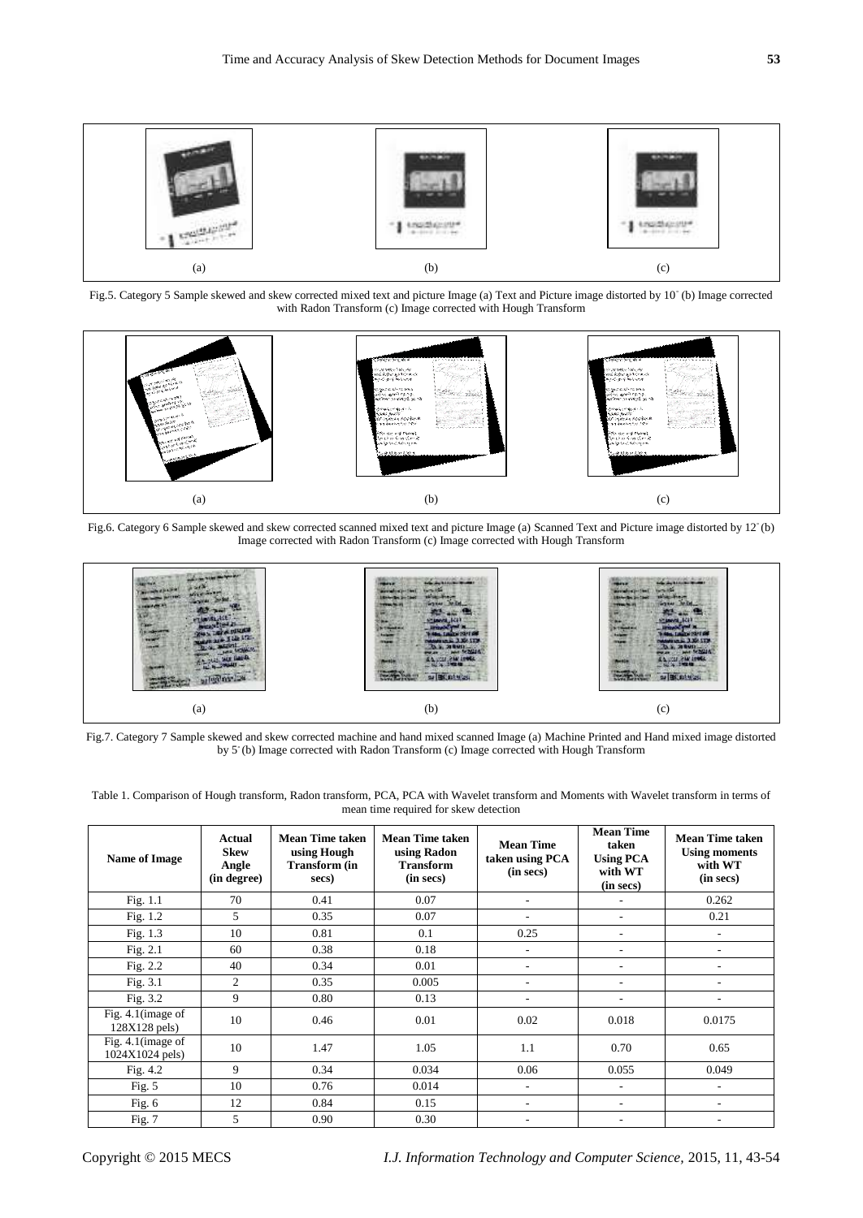Fig.5. Category 5 Sample skewed and skew corrected mixed text and picture Image (a) Text and Picture image distorted by 10° (b) Image corrected with Radon Transform (c) Image corrected with Hough Transform

Fig.6. Category 6 Sample skewed and skew corrected scanned mixed text and picture Image (a) Scanned Text and Picture image distorted by 12° (b) Image corrected with Radon Transform (c) Image corrected with Hough Transform

Fig.7. Category 7 Sample skewed and skew corrected machine and hand mixed scanned Image (a) Machine Printed and Hand mixed image distorted by 5° (b) Image corrected with Radon Transform (c) Image corrected with Hough Transform

Table 1. Comparison of Hough transform, Radon transform, PCA, PCA with Wavelet transform and Moments with Wavelet transform in terms of mean time required for skew detection

| Name of Image | Actual Skew Angle (in degree) | Mean Time taken using Hough Transform (in secs) | Mean Time taken using Radon Transform (in secs) | Mean Time taken using PCA (in secs) | Mean Time taken Using PCA with WT (in secs) | Mean Time taken Using moments with WT (in secs) |
|---|---|---|---|---|---|---|
| Fig. 1.1 | 70 | 0.41 | 0.07 | - | - | 0.262 |
| Fig. 1.2 | 5 | 0.35 | 0.07 | - | - | 0.21 |
| Fig. 1.3 | 10 | 0.81 | 0.1 | 0.25 | - | - |
| Fig. 2.1 | 60 | 0.38 | 0.18 | - | - | - |
| Fig. 2.2 | 40 | 0.34 | 0.01 | - | - | - |
| Fig. 3.1 | 2 | 0.35 | 0.005 | - | - | - |
| Fig. 3.2 | 9 | 0.80 | 0.13 | - | - | - |
| Fig. 4.1(image of 128X128 pels) | 10 | 0.46 | 0.01 | 0.02 | 0.018 | 0.0175 |
| Fig. 4.1(image of 1024X1024 pels) | 10 | 1.47 | 1.05 | 1.1 | 0.70 | 0.65 |
| Fig. 4.2 | 9 | 0.34 | 0.034 | 0.06 | 0.055 | 0.049 |
| Fig. 5 | 10 | 0.76 | 0.014 | - | - | - |
| Fig. 6 | 12 | 0.84 | 0.15 | - | - | - |
| Fig. 7 | 5 | 0.90 | 0.30 | - | - | - |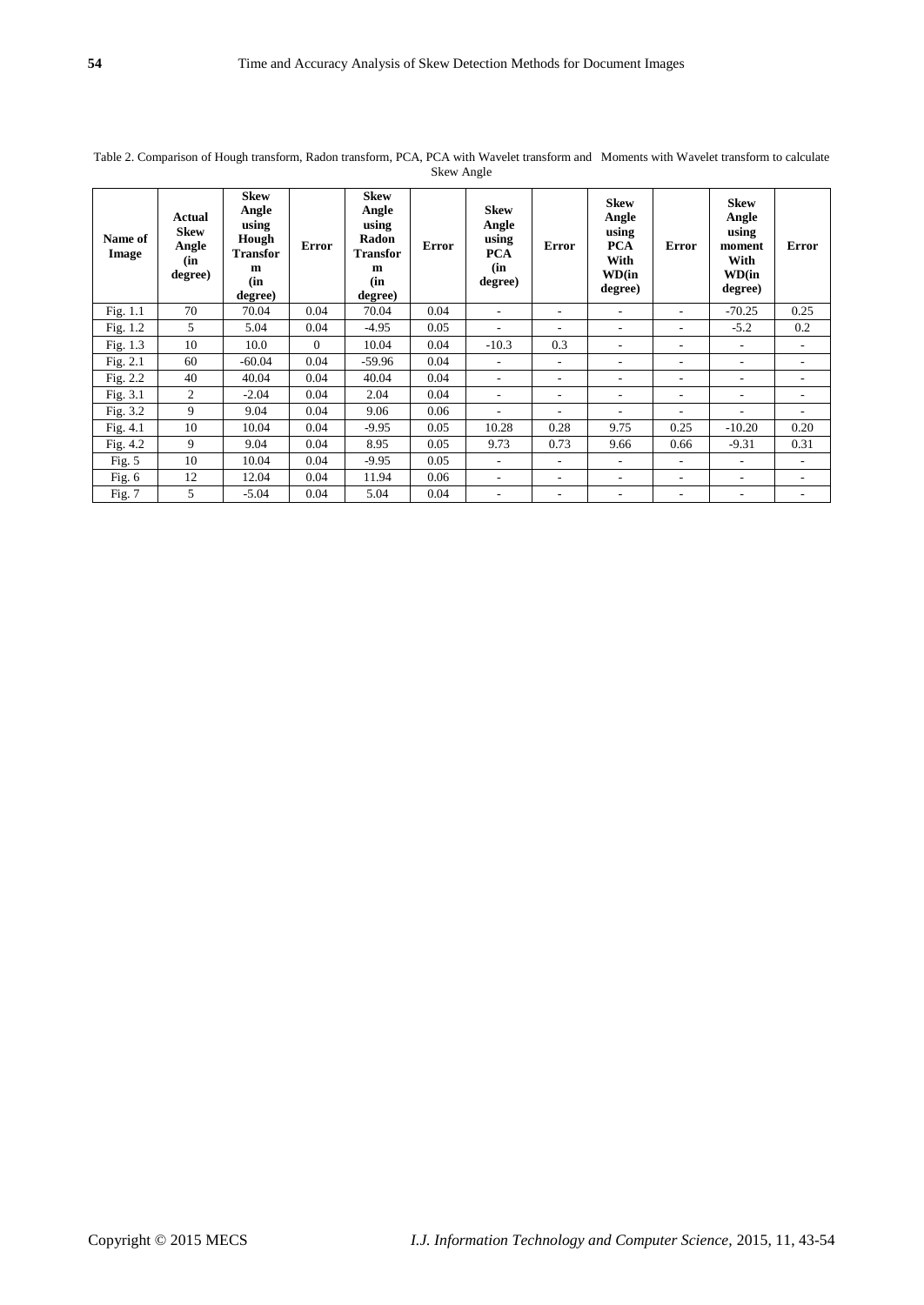Table 2. Comparison of Hough transform, Radon transform, PCA, PCA with Wavelet transform and Moments with Wavelet transform to calculate Skew Angle

| Name of Image | Actual Skew Angle (in degree) | Skew Angle using Hough Transform (in degree) | Error | Skew Angle using Radon Transform (in degree) | Error | Skew Angle using PCA (in degree) | Error | Skew Angle using PCA With WD(in degree) | Error | Skew Angle using moment With WD(in degree) | Error |
|---|---|---|---|---|---|---|---|---|---|---|---|
| Fig. 1.1 | 70 | 70.04 | 0.04 | 70.04 | 0.04 | - | - | - | - | -70.25 | 0.25 |
| Fig. 1.2 | 5 | 5.04 | 0.04 | -4.95 | 0.05 | - | - | - | - | -5.2 | 0.2 |
| Fig. 1.3 | 10 | 10.0 | 0 | 10.04 | 0.04 | -10.3 | 0.3 | - | - | - | - |
| Fig. 2.1 | 60 | -60.04 | 0.04 | -59.96 | 0.04 | - | - | - | - | - | - |
| Fig. 2.2 | 40 | 40.04 | 0.04 | 40.04 | 0.04 | - | - | - | - | - | - |
| Fig. 3.1 | 2 | -2.04 | 0.04 | 2.04 | 0.04 | - | - | - | - | - | - |
| Fig. 3.2 | 9 | 9.04 | 0.04 | 9.06 | 0.06 | - | - | - | - | - | - |
| Fig. 4.1 | 10 | 10.04 | 0.04 | -9.95 | 0.05 | 10.28 | 0.28 | 9.75 | 0.25 | -10.20 | 0.20 |
| Fig. 4.2 | 9 | 9.04 | 0.04 | 8.95 | 0.05 | 9.73 | 0.73 | 9.66 | 0.66 | -9.31 | 0.31 |
| Fig. 5 | 10 | 10.04 | 0.04 | -9.95 | 0.05 | - | - | - | - | - | - |
| Fig. 6 | 12 | 12.04 | 0.04 | 11.94 | 0.06 | - | - | - | - | - | - |
| Fig. 7 | 5 | -5.04 | 0.04 | 5.04 | 0.04 | - | - | - | - | - | - |